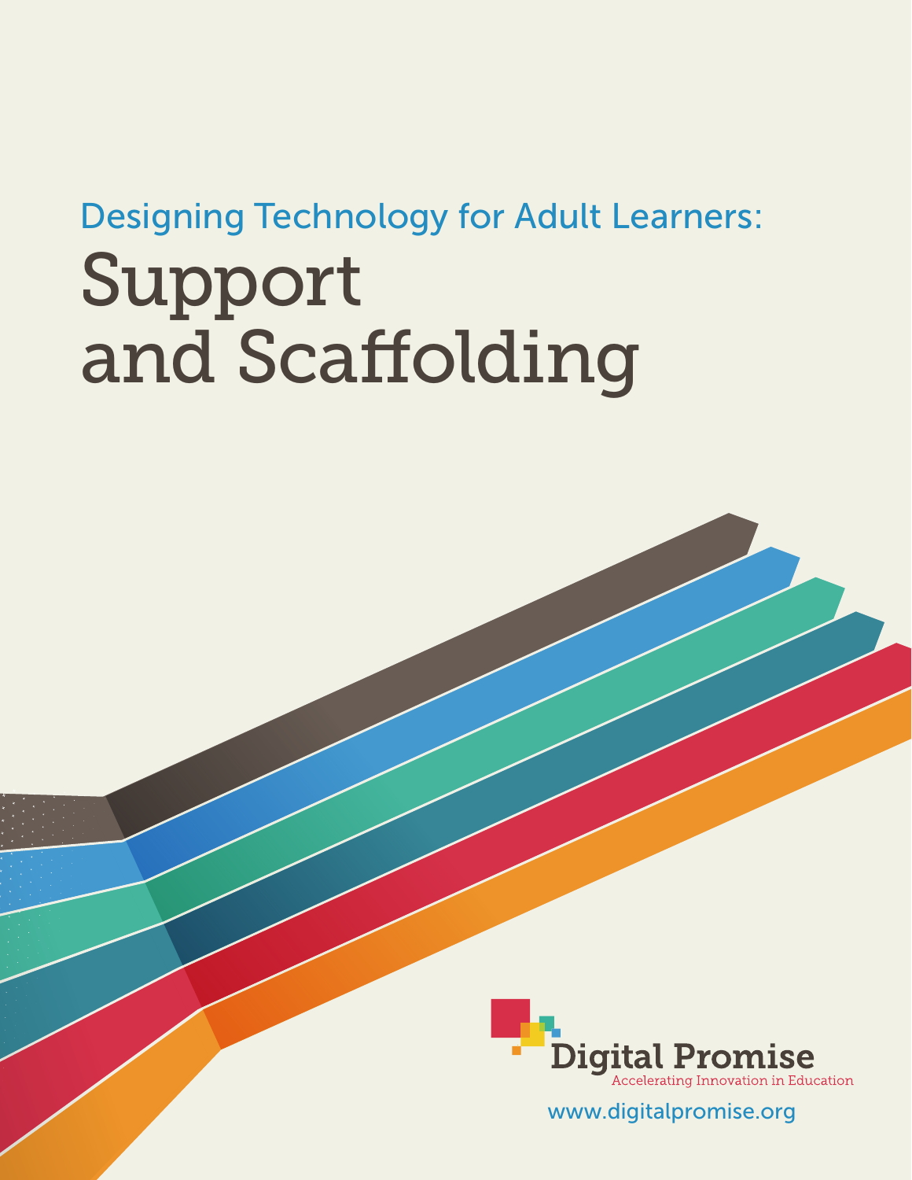## Designing Technology for Adult Learners:

# Support and Scaffolding

Digital Promise

Accelerating Innovation in Education

www.digitalpromise.org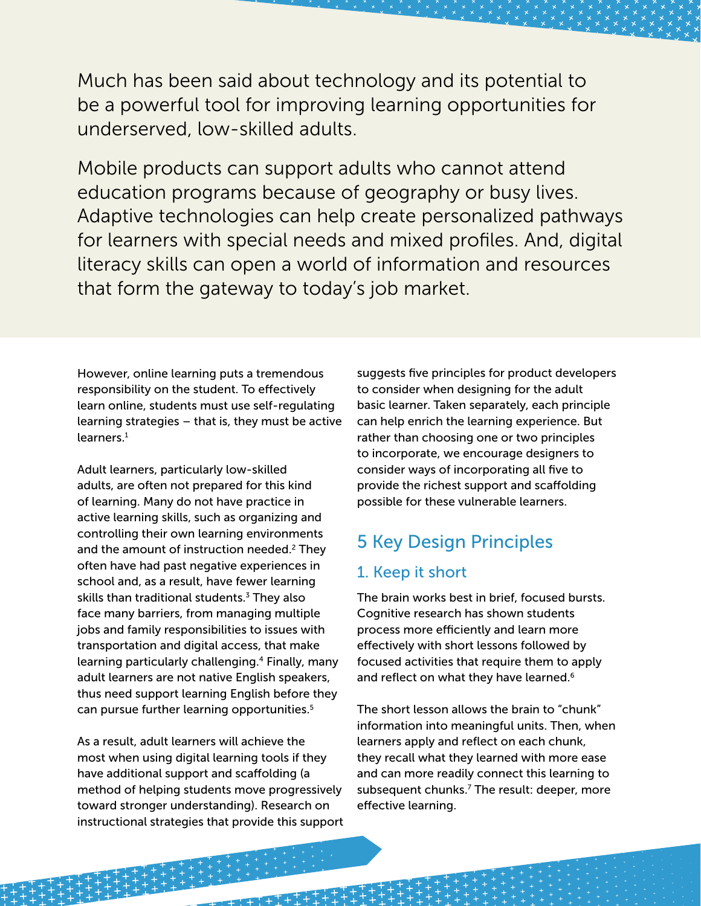Much has been said about technology and its potential to be a powerful tool for improving learning opportunities for underserved, low-skilled adults.

Mobile products can support adults who cannot attend education programs because of geography or busy lives. Adaptive technologies can help create personalized pathways for learners with special needs and mixed profiles. And, digital literacy skills can open a world of information and resources that form the gateway to today's job market.

However, online learning puts a tremendous responsibility on the student. To effectively learn online, students must use self-regulating learning strategies – that is, they must be active learners.[1]

Adult learners, particularly low-skilled adults, are often not prepared for this kind of learning. Many do not have practice in active learning skills, such as organizing and controlling their own learning environments and the amount of instruction needed.[2] They often have had past negative experiences in school and, as a result, have fewer learning skills than traditional students.[3] They also face many barriers, from managing multiple jobs and family responsibilities to issues with transportation and digital access, that make learning particularly challenging.[4] Finally, many adult learners are not native English speakers, thus need support learning English before they can pursue further learning opportunities.[5]

As a result, adult learners will achieve the most when using digital learning tools if they have additional support and scaffolding (a method of helping students move progressively toward stronger understanding). Research on instructional strategies that provide this support suggests five principles for product developers to consider when designing for the adult basic learner. Taken separately, each principle can help enrich the learning experience. But rather than choosing one or two principles to incorporate, we encourage designers to consider ways of incorporating all five to provide the richest support and scaffolding possible for these vulnerable learners.

## 5 Key Design Principles

### 1. Keep it short

The brain works best in brief, focused bursts. Cognitive research has shown students process more efficiently and learn more effectively with short lessons followed by focused activities that require them to apply and reflect on what they have learned.[6]

The short lesson allows the brain to "chunk" information into meaningful units. Then, when learners apply and reflect on each chunk, they recall what they learned with more ease and can more readily connect this learning to subsequent chunks.[7] The result: deeper, more effective learning.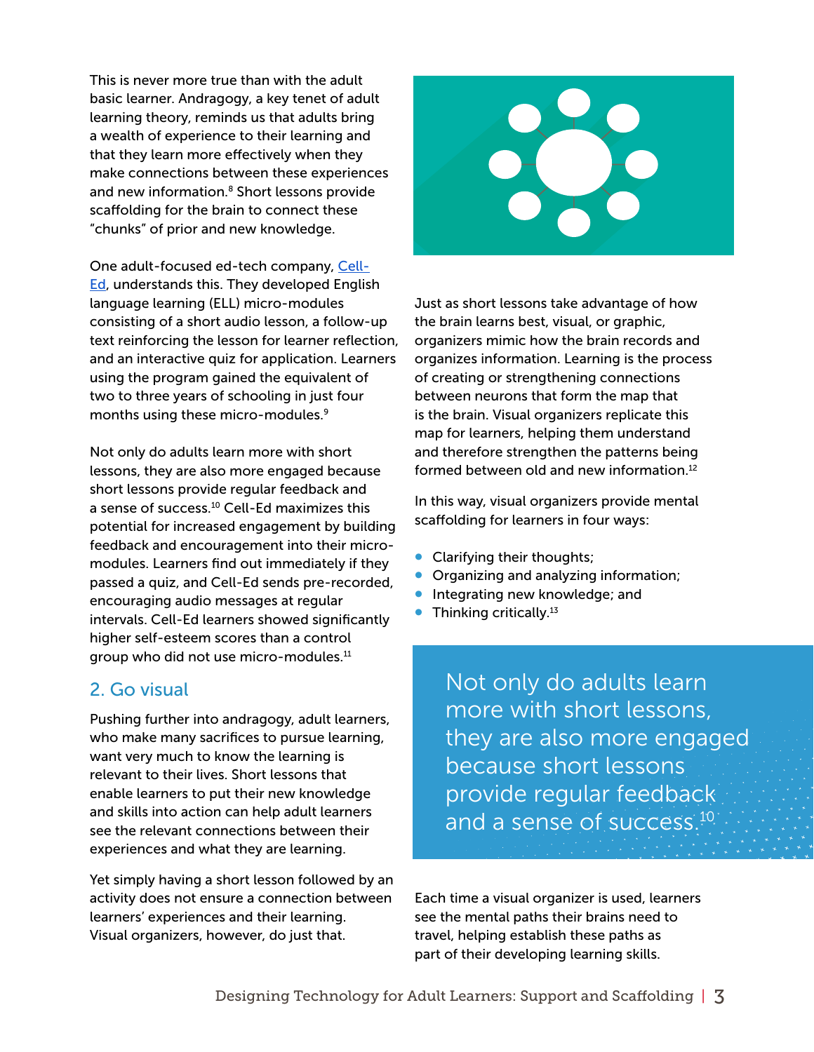This is never more true than with the adult basic learner. Andragogy, a key tenet of adult learning theory, reminds us that adults bring a wealth of experience to their learning and that they learn more effectively when they make connections between these experiences and new information.[8] Short lessons provide scaffolding for the brain to connect these "chunks" of prior and new knowledge.

One adult-focused ed-tech company, [Cell-Ed](), understands this. They developed English language learning (ELL) micro-modules consisting of a short audio lesson, a follow-up text reinforcing the lesson for learner reflection, and an interactive quiz for application. Learners using the program gained the equivalent of two to three years of schooling in just four months using these micro-modules.[9]

Not only do adults learn more with short lessons, they are also more engaged because short lessons provide regular feedback and a sense of success.[10] Cell-Ed maximizes this potential for increased engagement by building feedback and encouragement into their micro-modules. Learners find out immediately if they passed a quiz, and Cell-Ed sends pre-recorded, encouraging audio messages at regular intervals. Cell-Ed learners showed significantly higher self-esteem scores than a control group who did not use micro-modules.[11]

## 2. Go visual

Pushing further into andragogy, adult learners, who make many sacrifices to pursue learning, want very much to know the learning is relevant to their lives. Short lessons that enable learners to put their new knowledge and skills into action can help adult learners see the relevant connections between their experiences and what they are learning.

Yet simply having a short lesson followed by an activity does not ensure a connection between learners' experiences and their learning. Visual organizers, however, do just that.

Just as short lessons take advantage of how the brain learns best, visual, or graphic, organizers mimic how the brain records and organizes information. Learning is the process of creating or strengthening connections between neurons that form the map that is the brain. Visual organizers replicate this map for learners, helping them understand and therefore strengthen the patterns being formed between old and new information.[12]

In this way, visual organizers provide mental scaffolding for learners in four ways:

- Clarifying their thoughts;
- Organizing and analyzing information;
- Integrating new knowledge; and
- Thinking critically.[13]

> Not only do adults learn more with short lessons, they are also more engaged because short lessons provide regular feedback and a sense of success.[10]

Each time a visual organizer is used, learners see the mental paths their brains need to travel, helping establish these paths as part of their developing learning skills.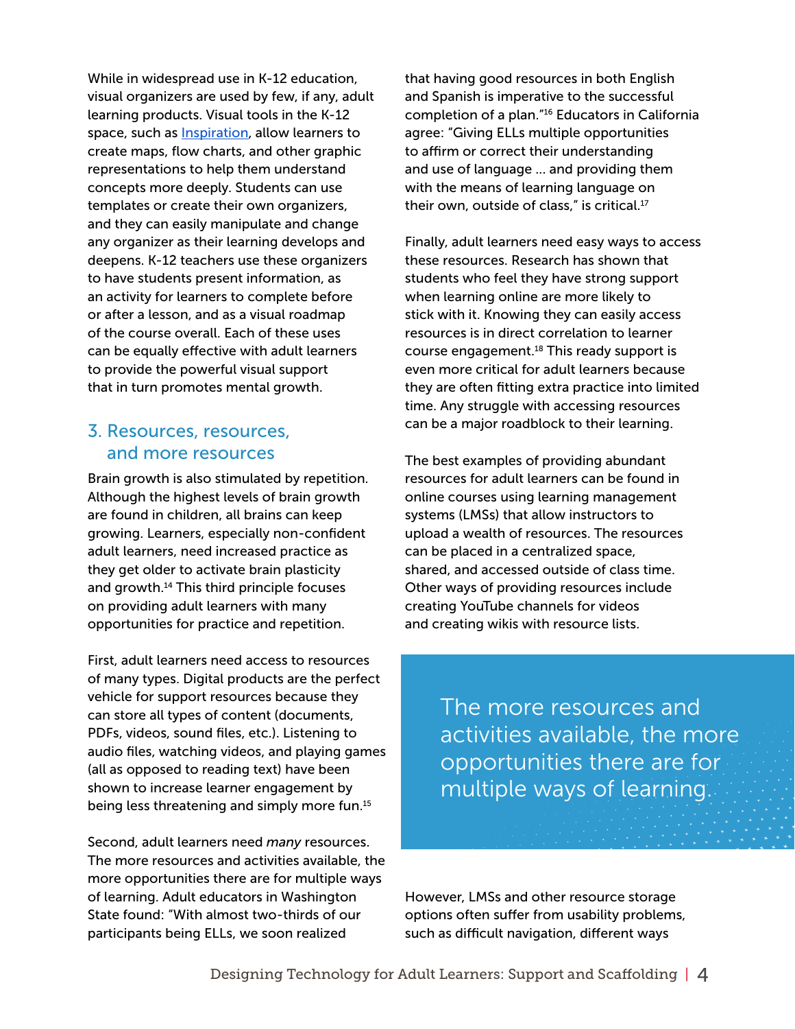While in widespread use in K-12 education, visual organizers are used by few, if any, adult learning products. Visual tools in the K-12 space, such as [Inspiration](), allow learners to create maps, flow charts, and other graphic representations to help them understand concepts more deeply. Students can use templates or create their own organizers, and they can easily manipulate and change any organizer as their learning develops and deepens. K-12 teachers use these organizers to have students present information, as an activity for learners to complete before or after a lesson, and as a visual roadmap of the course overall. Each of these uses can be equally effective with adult learners to provide the powerful visual support that in turn promotes mental growth.

## 3. Resources, resources, and more resources

Brain growth is also stimulated by repetition. Although the highest levels of brain growth are found in children, all brains can keep growing. Learners, especially non-confident adult learners, need increased practice as they get older to activate brain plasticity and growth.[14] This third principle focuses on providing adult learners with many opportunities for practice and repetition.

First, adult learners need access to resources of many types. Digital products are the perfect vehicle for support resources because they can store all types of content (documents, PDFs, videos, sound files, etc.). Listening to audio files, watching videos, and playing games (all as opposed to reading text) have been shown to increase learner engagement by being less threatening and simply more fun.[15]

Second, adult learners need *many* resources. The more resources and activities available, the more opportunities there are for multiple ways of learning. Adult educators in Washington State found: "With almost two-thirds of our participants being ELLs, we soon realized that having good resources in both English and Spanish is imperative to the successful completion of a plan."[16] Educators in California agree: "Giving ELLs multiple opportunities to affirm or correct their understanding and use of language ... and providing them with the means of learning language on their own, outside of class," is critical.[17]

Finally, adult learners need easy ways to access these resources. Research has shown that students who feel they have strong support when learning online are more likely to stick with it. Knowing they can easily access resources is in direct correlation to learner course engagement.[18] This ready support is even more critical for adult learners because they are often fitting extra practice into limited time. Any struggle with accessing resources can be a major roadblock to their learning.

The best examples of providing abundant resources for adult learners can be found in online courses using learning management systems (LMSs) that allow instructors to upload a wealth of resources. The resources can be placed in a centralized space, shared, and accessed outside of class time. Other ways of providing resources include creating YouTube channels for videos and creating wikis with resource lists.

> The more resources and activities available, the more opportunities there are for multiple ways of learning.

However, LMSs and other resource storage options often suffer from usability problems, such as difficult navigation, different ways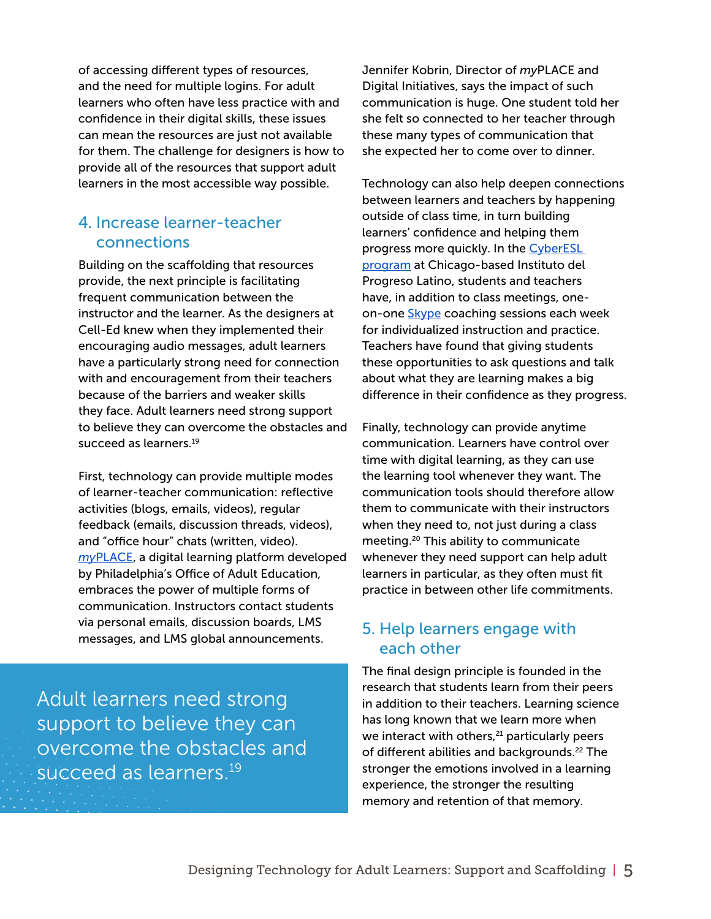of accessing different types of resources, and the need for multiple logins. For adult learners who often have less practice with and confidence in their digital skills, these issues can mean the resources are just not available for them. The challenge for designers is how to provide all of the resources that support adult learners in the most accessible way possible.

## 4. Increase learner-teacher connections

Building on the scaffolding that resources provide, the next principle is facilitating frequent communication between the instructor and the learner. As the designers at Cell-Ed knew when they implemented their encouraging audio messages, adult learners have a particularly strong need for connection with and encouragement from their teachers because of the barriers and weaker skills they face. Adult learners need strong support to believe they can overcome the obstacles and succeed as learners.[19]

First, technology can provide multiple modes of learner-teacher communication: reflective activities (blogs, emails, videos), regular feedback (emails, discussion threads, videos), and "office hour" chats (written, video). *my*PLACE, a digital learning platform developed by Philadelphia's Office of Adult Education, embraces the power of multiple forms of communication. Instructors contact students via personal emails, discussion boards, LMS messages, and LMS global announcements.

> Adult learners need strong support to believe they can overcome the obstacles and succeed as learners.[19]

Jennifer Kobrin, Director of *my*PLACE and Digital Initiatives, says the impact of such communication is huge. One student told her she felt so connected to her teacher through these many types of communication that she expected her to come over to dinner.

Technology can also help deepen connections between learners and teachers by happening outside of class time, in turn building learners' confidence and helping them progress more quickly. In the CyberESL program at Chicago-based Instituto del Progreso Latino, students and teachers have, in addition to class meetings, one-on-one Skype coaching sessions each week for individualized instruction and practice. Teachers have found that giving students these opportunities to ask questions and talk about what they are learning makes a big difference in their confidence as they progress.

Finally, technology can provide anytime communication. Learners have control over time with digital learning, as they can use the learning tool whenever they want. The communication tools should therefore allow them to communicate with their instructors when they need to, not just during a class meeting.[20] This ability to communicate whenever they need support can help adult learners in particular, as they often must fit practice in between other life commitments.

## 5. Help learners engage with each other

The final design principle is founded in the research that students learn from their peers in addition to their teachers. Learning science has long known that we learn more when we interact with others,[21] particularly peers of different abilities and backgrounds.[22] The stronger the emotions involved in a learning experience, the stronger the resulting memory and retention of that memory.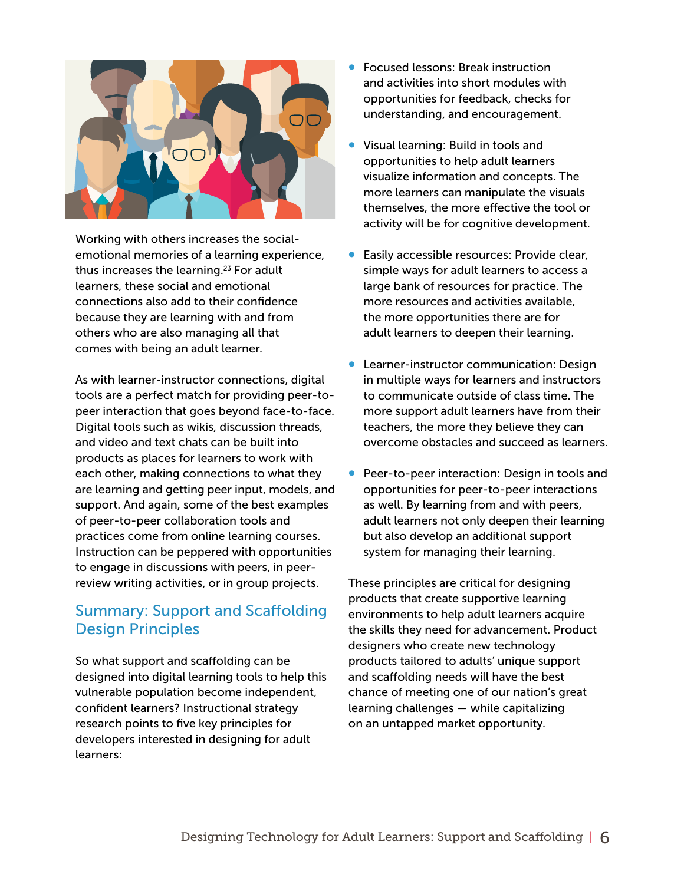Working with others increases the social-emotional memories of a learning experience, thus increases the learning.[23] For adult learners, these social and emotional connections also add to their confidence because they are learning with and from others who are also managing all that comes with being an adult learner.

As with learner-instructor connections, digital tools are a perfect match for providing peer-to-peer interaction that goes beyond face-to-face. Digital tools such as wikis, discussion threads, and video and text chats can be built into products as places for learners to work with each other, making connections to what they are learning and getting peer input, models, and support. And again, some of the best examples of peer-to-peer collaboration tools and practices come from online learning courses. Instruction can be peppered with opportunities to engage in discussions with peers, in peer-review writing activities, or in group projects.

## Summary: Support and Scaffolding Design Principles

So what support and scaffolding can be designed into digital learning tools to help this vulnerable population become independent, confident learners? Instructional strategy research points to five key principles for developers interested in designing for adult learners:

- Focused lessons: Break instruction and activities into short modules with opportunities for feedback, checks for understanding, and encouragement.
- Visual learning: Build in tools and opportunities to help adult learners visualize information and concepts. The more learners can manipulate the visuals themselves, the more effective the tool or activity will be for cognitive development.
- Easily accessible resources: Provide clear, simple ways for adult learners to access a large bank of resources for practice. The more resources and activities available, the more opportunities there are for adult learners to deepen their learning.
- Learner-instructor communication: Design in multiple ways for learners and instructors to communicate outside of class time. The more support adult learners have from their teachers, the more they believe they can overcome obstacles and succeed as learners.
- Peer-to-peer interaction: Design in tools and opportunities for peer-to-peer interactions as well. By learning from and with peers, adult learners not only deepen their learning but also develop an additional support system for managing their learning.

These principles are critical for designing products that create supportive learning environments to help adult learners acquire the skills they need for advancement. Product designers who create new technology products tailored to adults' unique support and scaffolding needs will have the best chance of meeting one of our nation's great learning challenges — while capitalizing on an untapped market opportunity.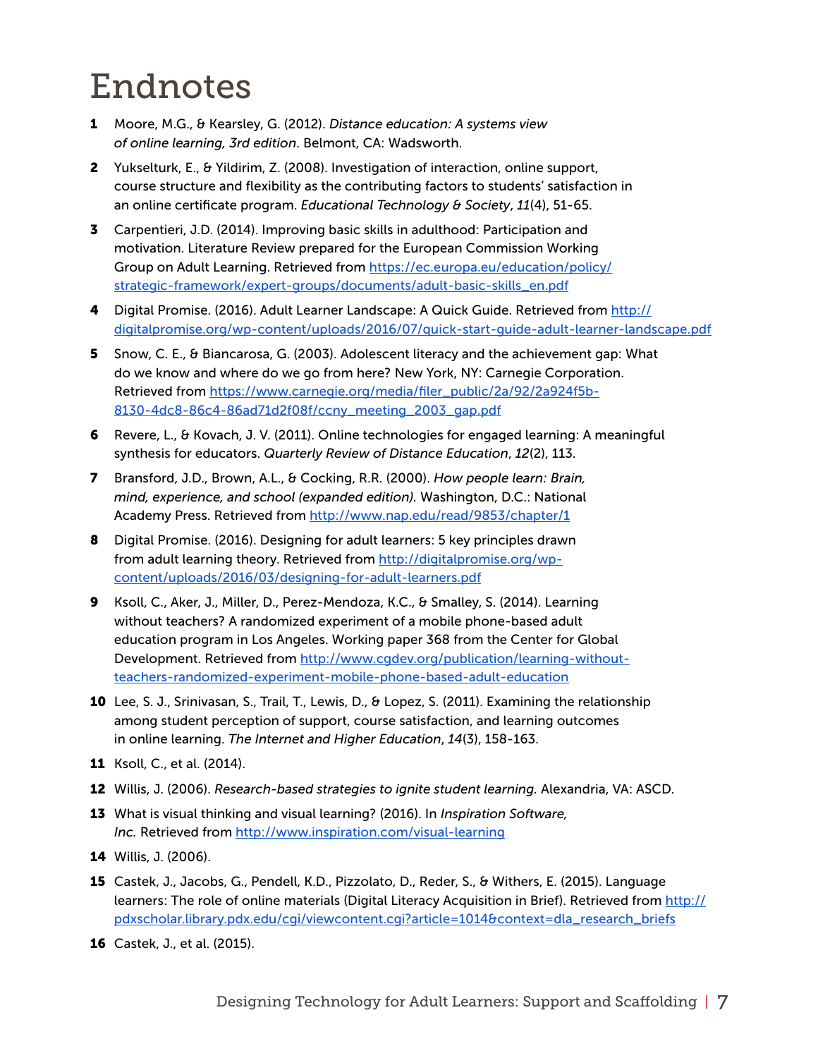# Endnotes

1. Moore, M.G., & Kearsley, G. (2012). *Distance education: A systems view of online learning, 3rd edition*. Belmont, CA: Wadsworth.
2. Yukselturk, E., & Yildirim, Z. (2008). Investigation of interaction, online support, course structure and flexibility as the contributing factors to students' satisfaction in an online certificate program. *Educational Technology & Society*, *11*(4), 51-65.
3. Carpentieri, J.D. (2014). Improving basic skills in adulthood: Participation and motivation. Literature Review prepared for the European Commission Working Group on Adult Learning. Retrieved from [https://ec.europa.eu/education/policy/strategic-framework/expert-groups/documents/adult-basic-skills_en.pdf](https://ec.europa.eu/education/policy/strategic-framework/expert-groups/documents/adult-basic-skills_en.pdf)
4. Digital Promise. (2016). Adult Learner Landscape: A Quick Guide. Retrieved from [http://digitalpromise.org/wp-content/uploads/2016/07/quick-start-guide-adult-learner-landscape.pdf](http://digitalpromise.org/wp-content/uploads/2016/07/quick-start-guide-adult-learner-landscape.pdf)
5. Snow, C. E., & Biancarosa, G. (2003). Adolescent literacy and the achievement gap: What do we know and where do we go from here? New York, NY: Carnegie Corporation. Retrieved from [https://www.carnegie.org/media/filer_public/2a/92/2a924f5b-8130-4dc8-86c4-86ad71d2f08f/ccny_meeting_2003_gap.pdf](https://www.carnegie.org/media/filer_public/2a/92/2a924f5b-8130-4dc8-86c4-86ad71d2f08f/ccny_meeting_2003_gap.pdf)
6. Revere, L., & Kovach, J. V. (2011). Online technologies for engaged learning: A meaningful synthesis for educators. *Quarterly Review of Distance Education*, *12*(2), 113.
7. Bransford, J.D., Brown, A.L., & Cocking, R.R. (2000). *How people learn: Brain, mind, experience, and school (expanded edition).* Washington, D.C.: National Academy Press. Retrieved from [http://www.nap.edu/read/9853/chapter/1](http://www.nap.edu/read/9853/chapter/1)
8. Digital Promise. (2016). Designing for adult learners: 5 key principles drawn from adult learning theory. Retrieved from [http://digitalpromise.org/wp-content/uploads/2016/03/designing-for-adult-learners.pdf](http://digitalpromise.org/wp-content/uploads/2016/03/designing-for-adult-learners.pdf)
9. Ksoll, C., Aker, J., Miller, D., Perez-Mendoza, K.C., & Smalley, S. (2014). Learning without teachers? A randomized experiment of a mobile phone-based adult education program in Los Angeles. Working paper 368 from the Center for Global Development. Retrieved from [http://www.cgdev.org/publication/learning-without-teachers-randomized-experiment-mobile-phone-based-adult-education](http://www.cgdev.org/publication/learning-without-teachers-randomized-experiment-mobile-phone-based-adult-education)
10. Lee, S. J., Srinivasan, S., Trail, T., Lewis, D., & Lopez, S. (2011). Examining the relationship among student perception of support, course satisfaction, and learning outcomes in online learning. *The Internet and Higher Education*, *14*(3), 158-163.
11. Ksoll, C., et al. (2014).
12. Willis, J. (2006). *Research-based strategies to ignite student learning.* Alexandria, VA: ASCD.
13. What is visual thinking and visual learning? (2016). In *Inspiration Software, Inc.* Retrieved from [http://www.inspiration.com/visual-learning](http://www.inspiration.com/visual-learning)
14. Willis, J. (2006).
15. Castek, J., Jacobs, G., Pendell, K.D., Pizzolato, D., Reder, S., & Withers, E. (2015). Language learners: The role of online materials (Digital Literacy Acquisition in Brief). Retrieved from [http://pdxscholar.library.pdx.edu/cgi/viewcontent.cgi?article=1014&context=dla_research_briefs](http://pdxscholar.library.pdx.edu/cgi/viewcontent.cgi?article=1014&context=dla_research_briefs)
16. Castek, J., et al. (2015).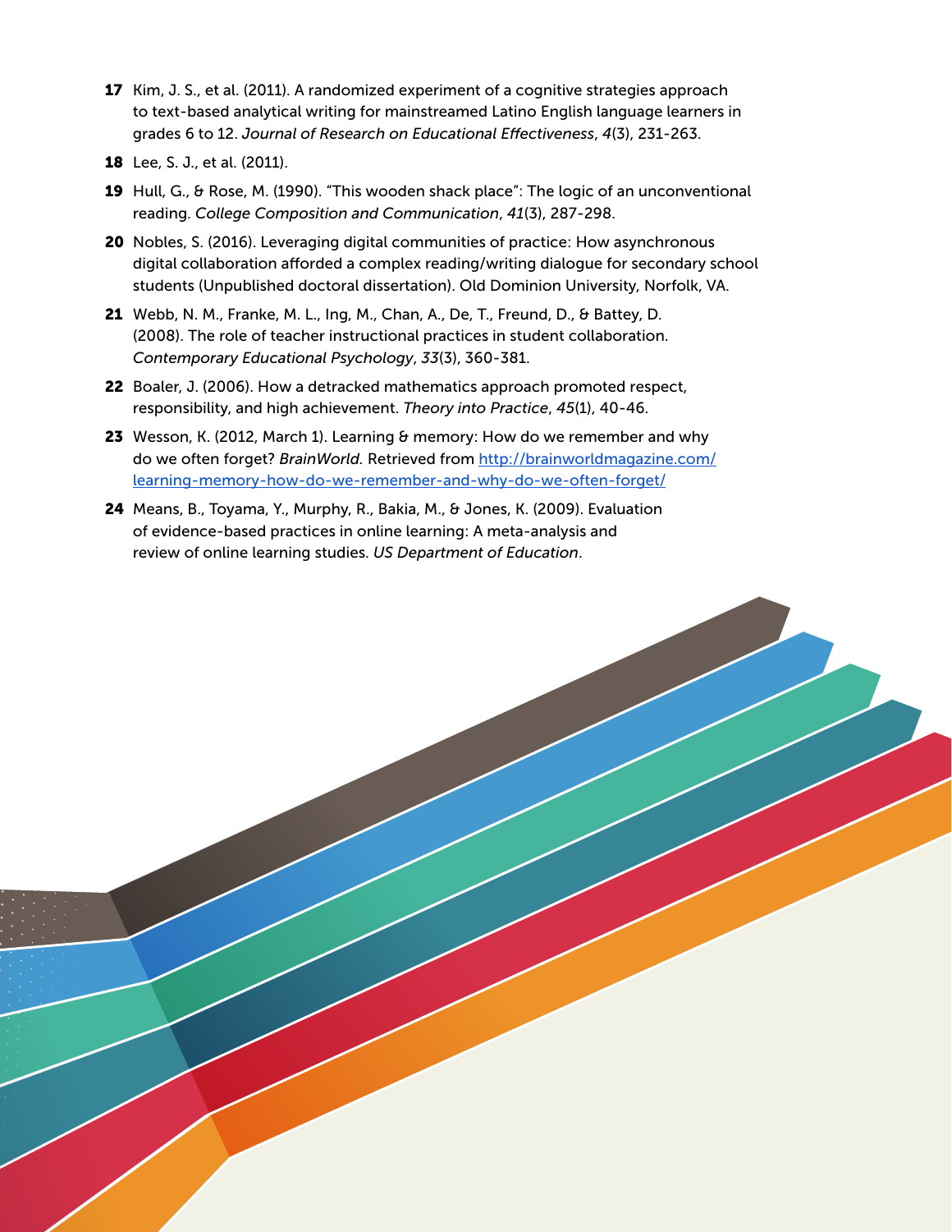**17** Kim, J. S., et al. (2011). A randomized experiment of a cognitive strategies approach to text-based analytical writing for mainstreamed Latino English language learners in grades 6 to 12. *Journal of Research on Educational Effectiveness*, *4*(3), 231-263.

**18** Lee, S. J., et al. (2011).

**19** Hull, G., & Rose, M. (1990). "This wooden shack place": The logic of an unconventional reading. *College Composition and Communication*, *41*(3), 287-298.

**20** Nobles, S. (2016). Leveraging digital communities of practice: How asynchronous digital collaboration afforded a complex reading/writing dialogue for secondary school students (Unpublished doctoral dissertation). Old Dominion University, Norfolk, VA.

**21** Webb, N. M., Franke, M. L., Ing, M., Chan, A., De, T., Freund, D., & Battey, D. (2008). The role of teacher instructional practices in student collaboration. *Contemporary Educational Psychology*, *33*(3), 360-381.

**22** Boaler, J. (2006). How a detracked mathematics approach promoted respect, responsibility, and high achievement. *Theory into Practice*, *45*(1), 40-46.

**23** Wesson, K. (2012, March 1). Learning & memory: How do we remember and why do we often forget? *BrainWorld.* Retrieved from [http://brainworldmagazine.com/learning-memory-how-do-we-remember-and-why-do-we-often-forget/](http://brainworldmagazine.com/learning-memory-how-do-we-remember-and-why-do-we-often-forget/)

**24** Means, B., Toyama, Y., Murphy, R., Bakia, M., & Jones, K. (2009). Evaluation of evidence-based practices in online learning: A meta-analysis and review of online learning studies. *US Department of Education*.